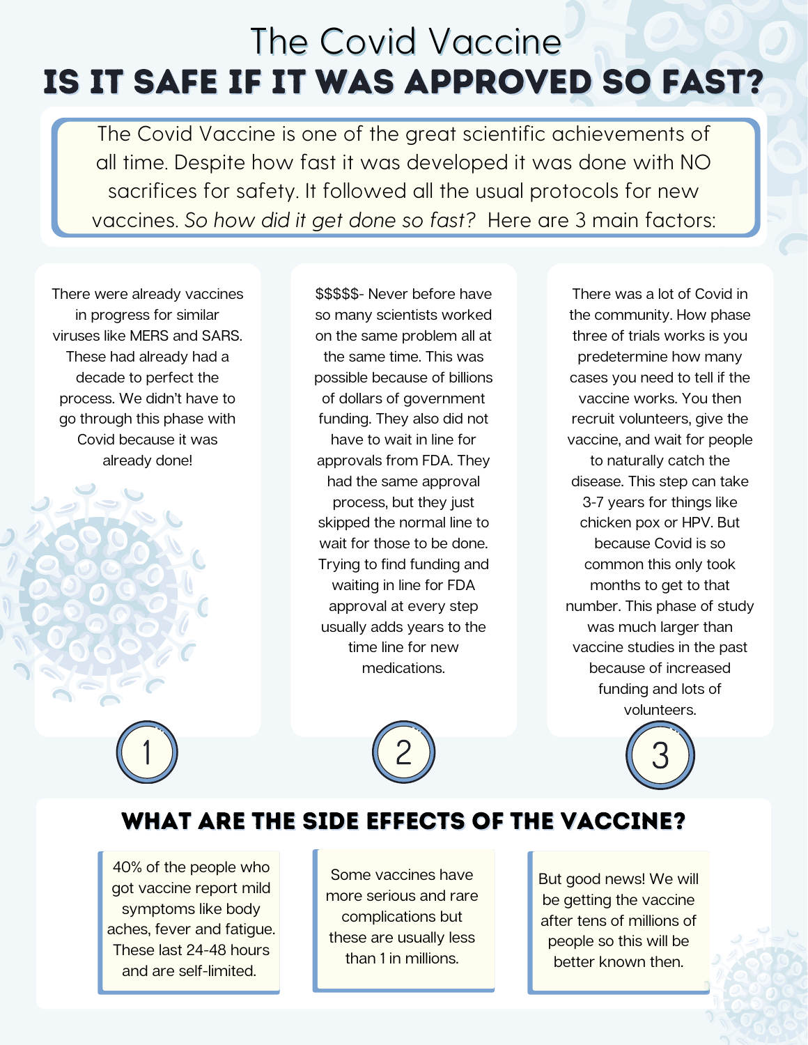# The Covid Vaccine

## IS IT SAFE IF IT WAS APPROVED SO FAST?

The Covid Vaccine is one of the great scientific achievements of all time. Despite how fast it was developed it was done with NO sacrifices for safety. It followed all the usual protocols for new vaccines. *So how did it get done so fast?* Here are 3 main factors:

1. There were already vaccines in progress for similar viruses like MERS and SARS. These had already had a decade to perfect the process. We didn't have to go through this phase with Covid because it was already done!

2. $$$$$- Never before have so many scientists worked on the same problem all at the same time. This was possible because of billions of dollars of government funding. They also did not have to wait in line for approvals from FDA. They had the same approval process, but they just skipped the normal line to wait for those to be done. Trying to find funding and waiting in line for FDA approval at every step usually adds years to the time line for new medications.

3. There was a lot of Covid in the community. How phase three of trials works is you predetermine how many cases you need to tell if the vaccine works. You then recruit volunteers, give the vaccine, and wait for people to naturally catch the disease. This step can take 3-7 years for things like chicken pox or HPV. But because Covid is so common this only took months to get to that number. This phase of study was much larger than vaccine studies in the past because of increased funding and lots of volunteers.

## WHAT ARE THE SIDE EFFECTS OF THE VACCINE?

40% of the people who got vaccine report mild symptoms like body aches, fever and fatigue. These last 24-48 hours and are self-limited.

Some vaccines have more serious and rare complications but these are usually less than 1 in millions.

But good news! We will be getting the vaccine after tens of millions of people so this will be better known then.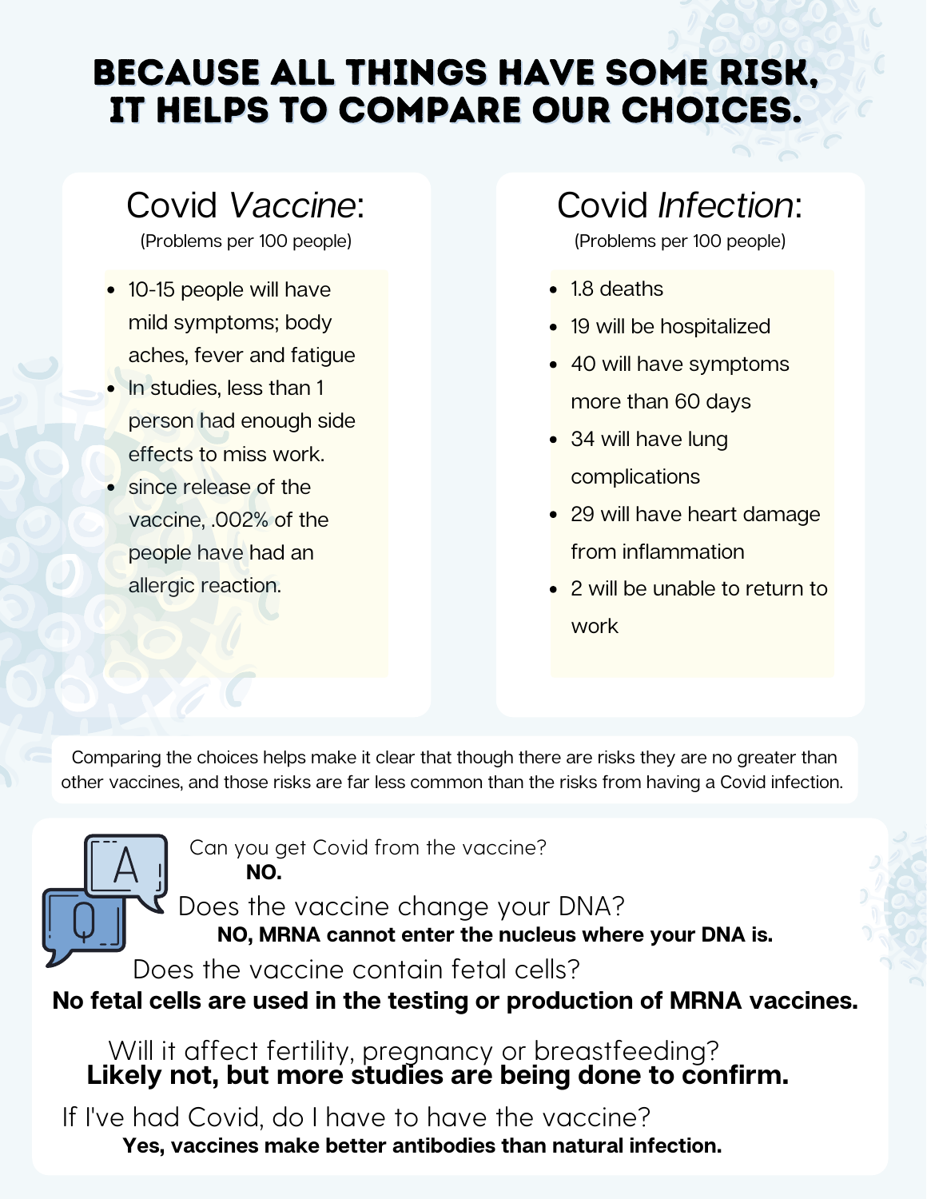# BECAUSE ALL THINGS HAVE SOME RISK, IT HELPS TO COMPARE OUR CHOICES.

## Covid *Vaccine*:

(Problems per 100 people)

- 10-15 people will have mild symptoms; body aches, fever and fatigue
- In studies, less than 1 person had enough side effects to miss work.
- since release of the vaccine, .002% of the people have had an allergic reaction.

## Covid *Infection*:

(Problems per 100 people)

- 1.8 deaths
- 19 will be hospitalized
- 40 will have symptoms more than 60 days
- 34 will have lung complications
- 29 will have heart damage from inflammation
- 2 will be unable to return to work

Comparing the choices helps make it clear that though there are risks they are no greater than other vaccines, and those risks are far less common than the risks from having a Covid infection.

Can you get Covid from the vaccine?
**NO.**

Does the vaccine change your DNA?
**NO, MRNA cannot enter the nucleus where your DNA is.**

Does the vaccine contain fetal cells?
**No fetal cells are used in the testing or production of MRNA vaccines.**

Will it affect fertility, pregnancy or breastfeeding?
**Likely not, but more studies are being done to confirm.**

If I've had Covid, do I have to have the vaccine?
**Yes, vaccines make better antibodies than natural infection.**